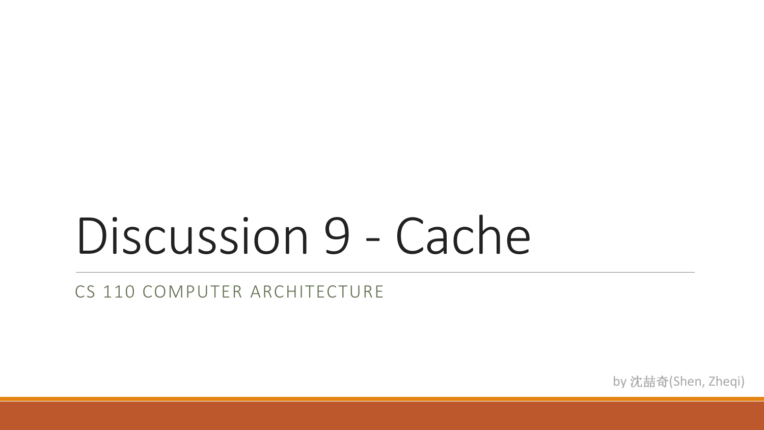# Discussion 9 - Cache

CS 110 COMPUTER ARCHITECTURE

by 沈喆奇(Shen, Zheqi)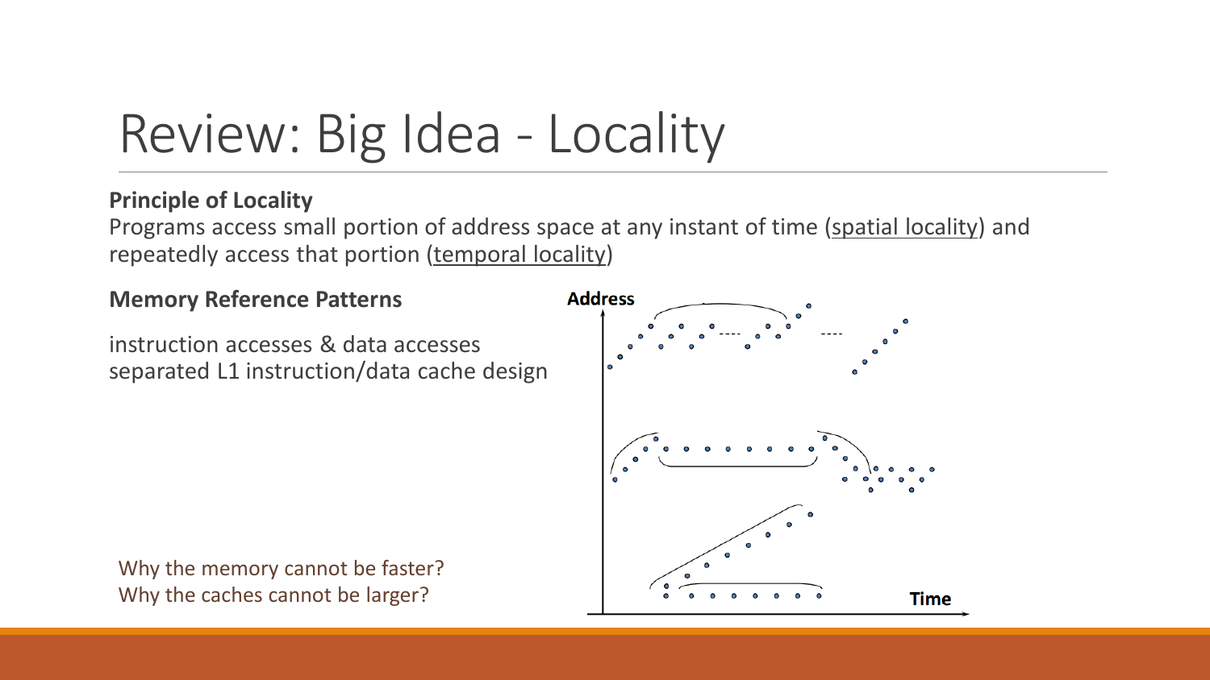# Review: Big Idea - Locality

**Principle of Locality**

Programs access small portion of address space at any instant of time (spatial locality) and repeatedly access that portion (temporal locality)

**Memory Reference Patterns**

instruction accesses & data accesses
separated L1 instruction/data cache design

Why the memory cannot be faster?
Why the caches cannot be larger?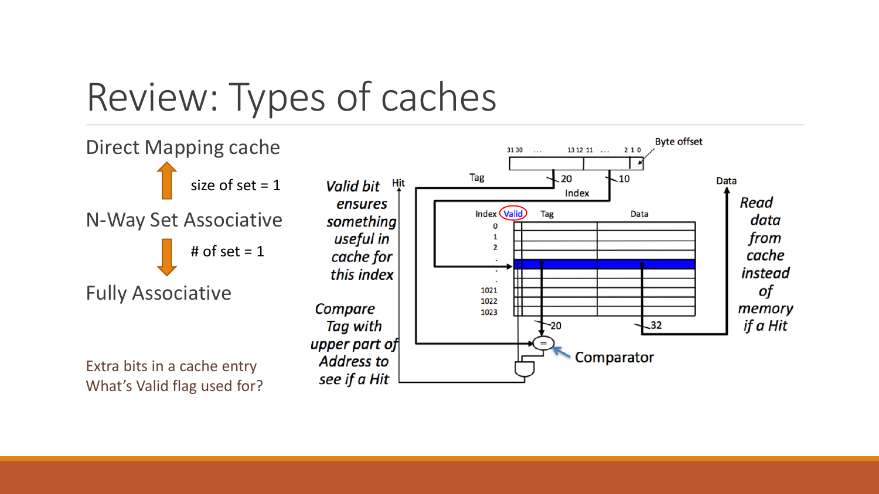# Review: Types of caches

Direct Mapping cache

size of set = 1

N-Way Set Associative

\# of set = 1

Fully Associative

Extra bits in a cache entry

What's Valid flag used for?

*Valid bit ensures something useful in cache for this index*

*Compare Tag with upper part of Address to see if a Hit*

*Read data from cache instead of memory if a Hit*

Byte offset

31 30 ... 13 12 11 ... 2 1 0

Tag 20

10 Index

Hit

Data

Index Valid Tag Data

0
1
2
.
.
.
1021
1022
1023

20

32

Comparator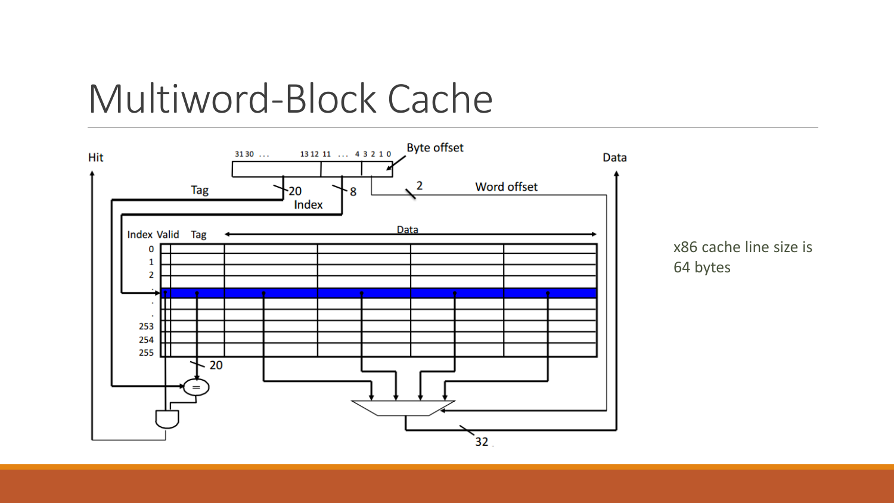# Multiword-Block Cache

Hit

31 30 . . . 13 12 11 . . . 4 3 2 1 0

Byte offset

Data

Tag 20

8

Index

2

Word offset

Index Valid Tag Data

0
1
2
.
.
.
253
254
255

20

32

x86 cache line size is 64 bytes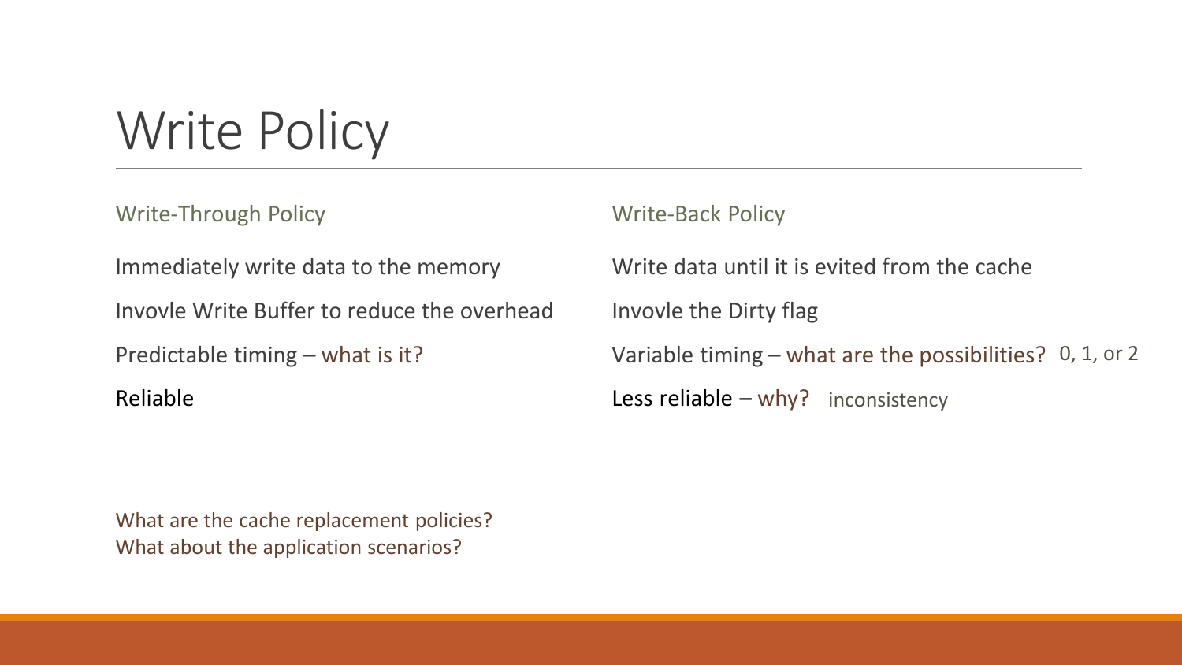# Write Policy

### Write-Through Policy

Immediately write data to the memory

Invovle Write Buffer to reduce the overhead

Predictable timing – what is it?

Reliable

### Write-Back Policy

Write data until it is evited from the cache

Invovle the Dirty flag

Variable timing – what are the possibilities? 0, 1, or 2

Less reliable – why? inconsistency

What are the cache replacement policies?
What about the application scenarios?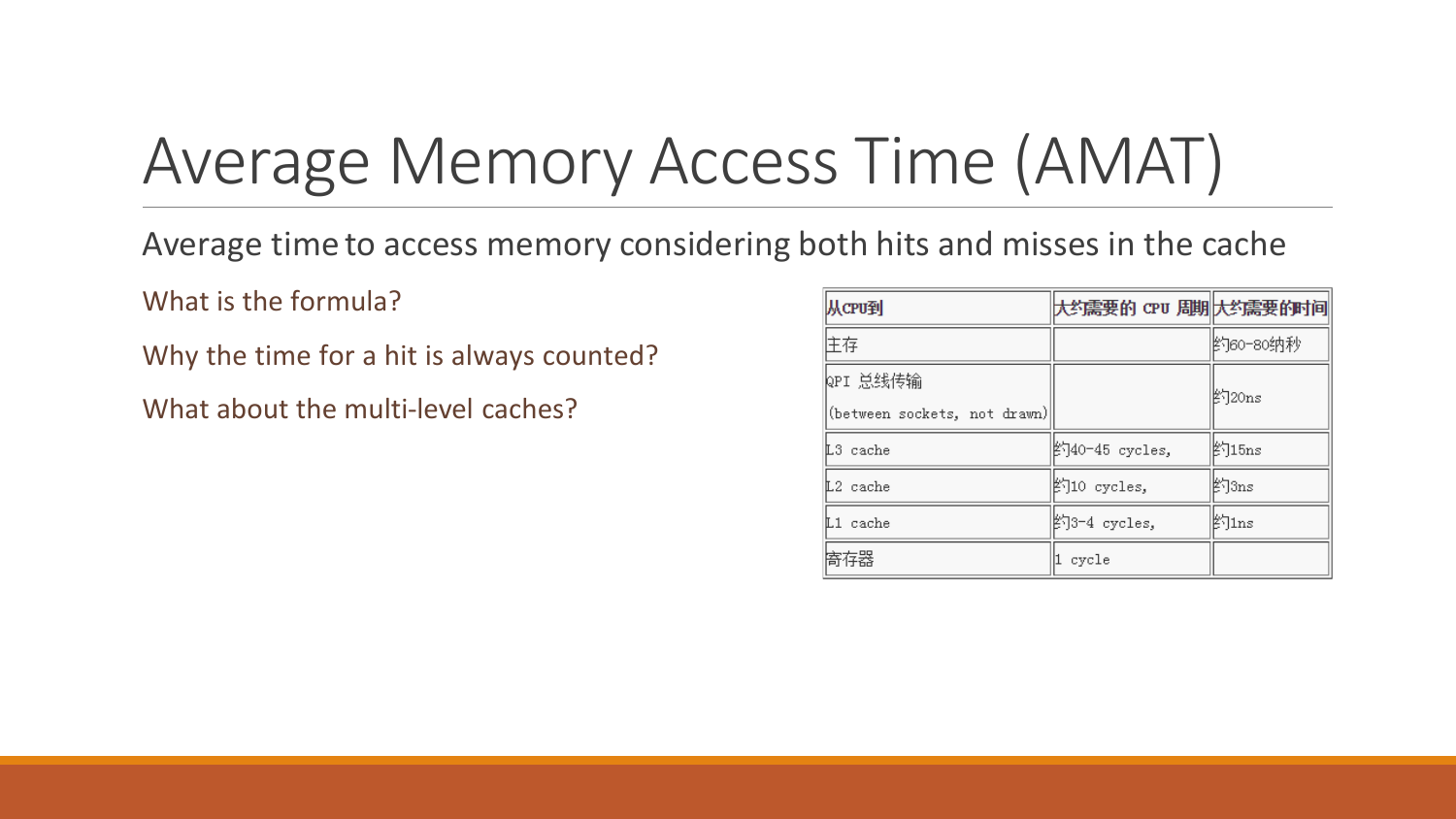# Average Memory Access Time (AMAT)

Average time to access memory considering both hits and misses in the cache

What is the formula?

Why the time for a hit is always counted?

What about the multi-level caches?

| 从CPU到 | 大约需要的 CPU 周期 | 大约需要的时间 |
| --- | --- | --- |
| 主存 | | 约60-80纳秒 |
| QPI 总线传输 (between sockets, not drawn) | | 约20ns |
| L3 cache | 约40-45 cycles, | 约15ns |
| L2 cache | 约10 cycles, | 约3ns |
| L1 cache | 约3-4 cycles, | 约1ns |
| 寄存器 | 1 cycle | |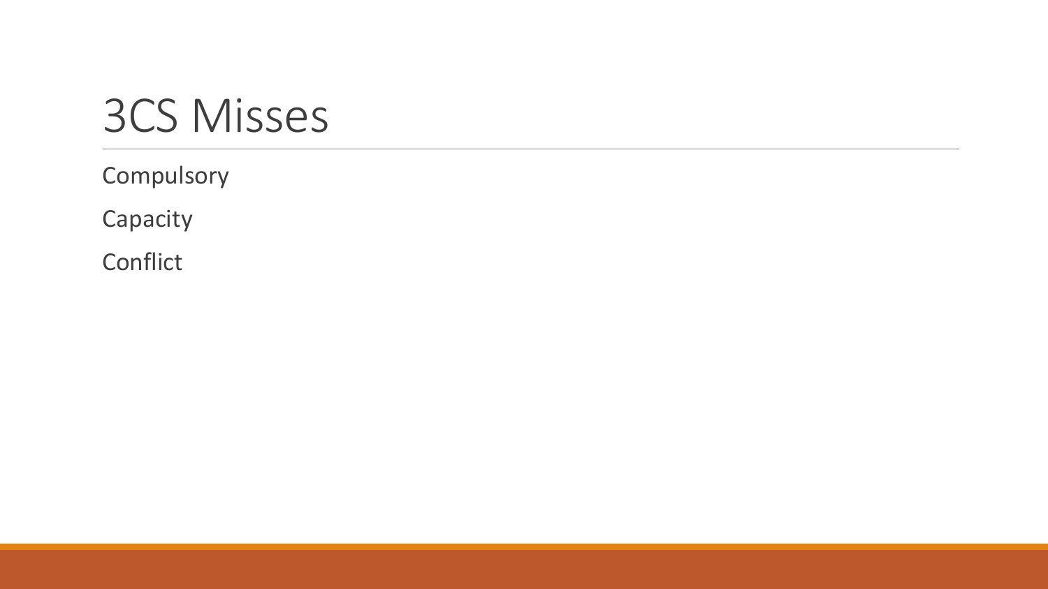# 3CS Misses

Compulsory

Capacity

Conflict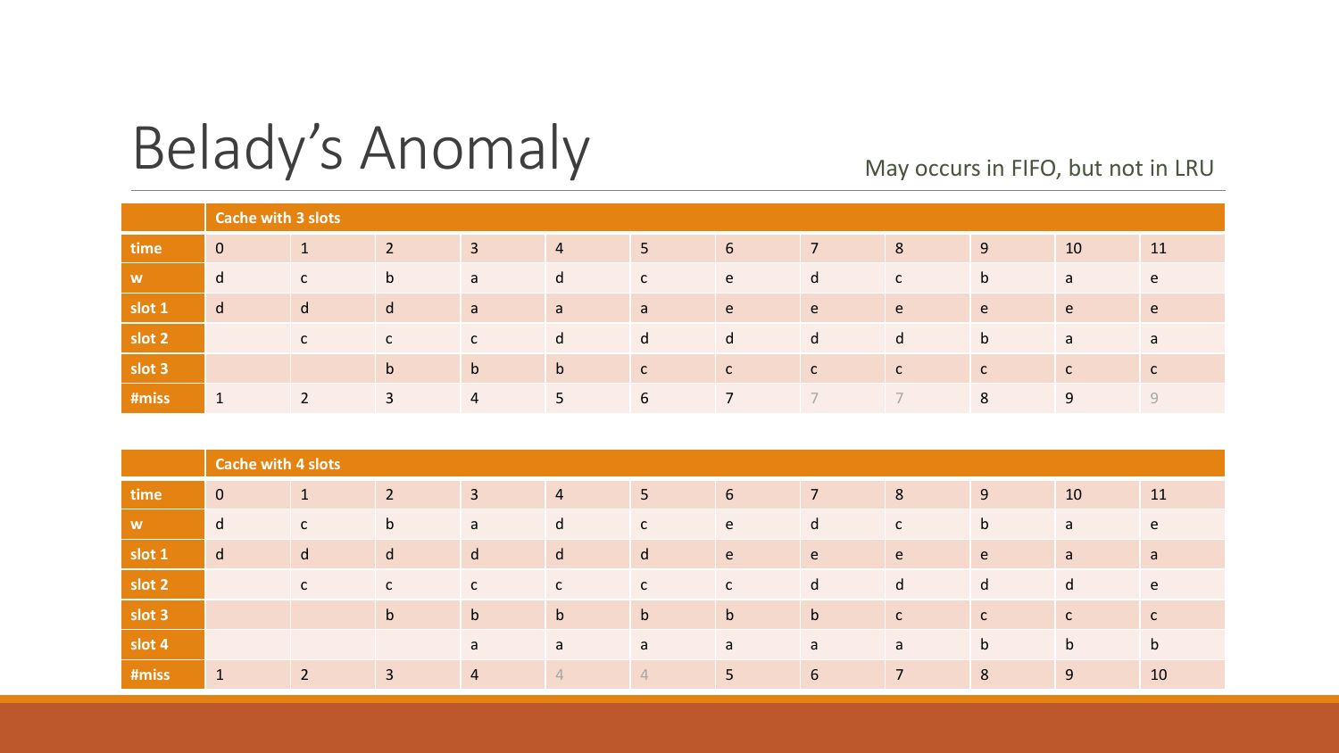# Belady's Anomaly

May occurs in FIFO, but not in LRU

| | Cache with 3 slots | | | | | | | | | | | |
|---|---|---|---|---|---|---|---|---|---|---|---|---|
| **time** | 0 | 1 | 2 | 3 | 4 | 5 | 6 | 7 | 8 | 9 | 10 | 11 |
| **w** | d | c | b | a | d | c | e | d | c | b | a | e |
| **slot 1** | d | d | d | a | a | a | e | e | e | e | e | e |
| **slot 2** | | c | c | c | d | d | d | d | d | b | a | a |
| **slot 3** | | | b | b | b | c | c | c | c | c | c | c |
| **#miss** | 1 | 2 | 3 | 4 | 5 | 6 | 7 | 7 | 7 | 8 | 9 | 9 |

| | Cache with 4 slots | | | | | | | | | | | |
|---|---|---|---|---|---|---|---|---|---|---|---|---|
| **time** | 0 | 1 | 2 | 3 | 4 | 5 | 6 | 7 | 8 | 9 | 10 | 11 |
| **w** | d | c | b | a | d | c | e | d | c | b | a | e |
| **slot 1** | d | d | d | d | d | d | e | e | e | e | a | a |
| **slot 2** | | c | c | c | c | c | c | d | d | d | d | e |
| **slot 3** | | | b | b | b | b | b | b | c | c | c | c |
| **slot 4** | | | | a | a | a | a | a | a | b | b | b |
| **#miss** | 1 | 2 | 3 | 4 | 4 | 4 | 5 | 6 | 7 | 8 | 9 | 10 |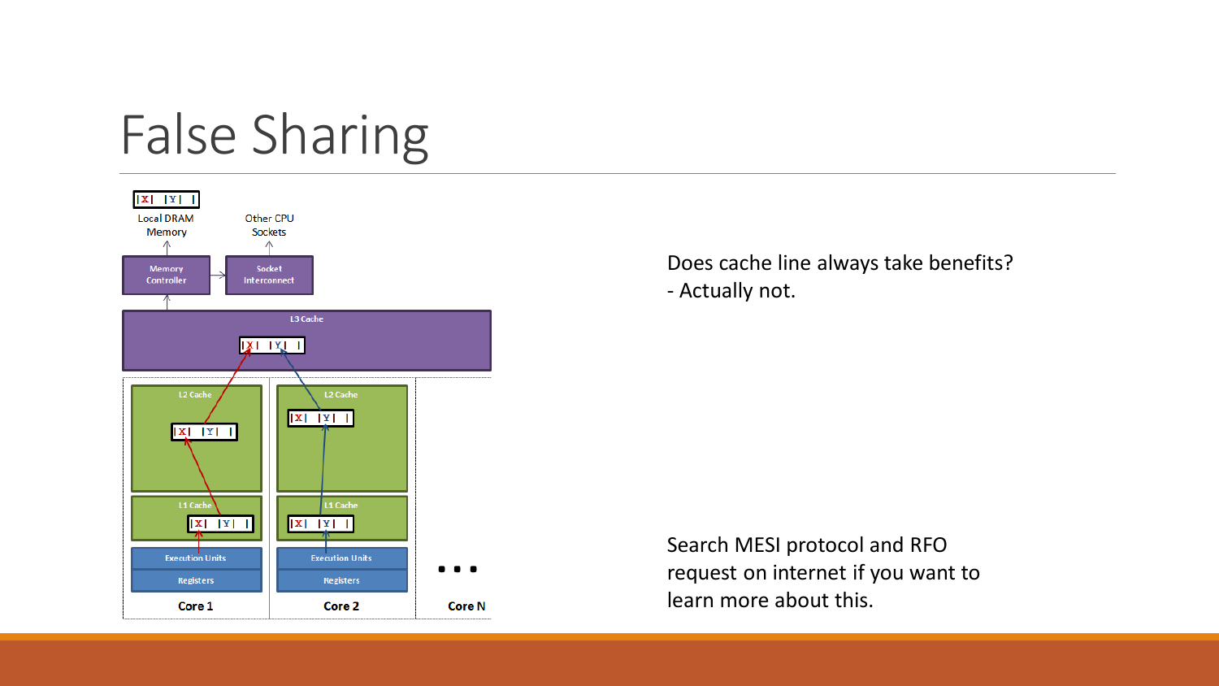# False Sharing

Local DRAM Memory

Other CPU Sockets

Memory Controller

Socket Interconnect

L3 Cache

L2 Cache

L1 Cache

Execution Units

Registers

Core 1

L2 Cache

L1 Cache

Execution Units

Registers

Core 2

Core N

Does cache line always take benefits?
- Actually not.

Search MESI protocol and RFO request on internet if you want to learn more about this.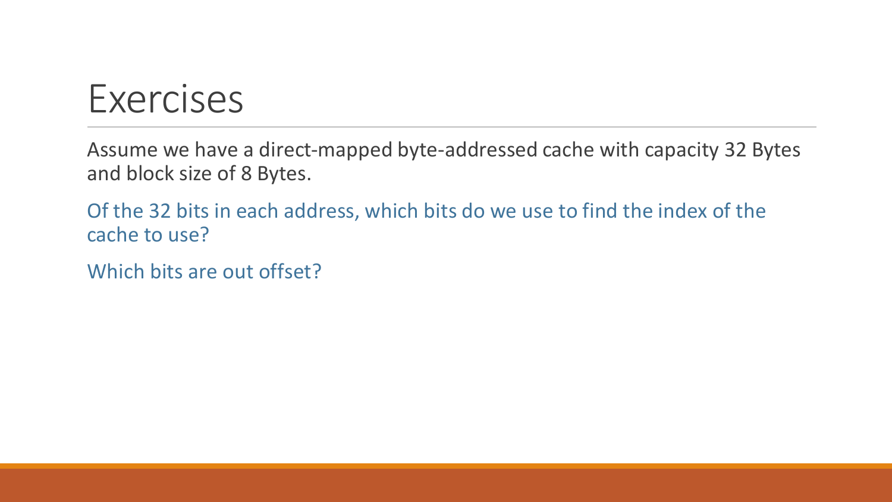# Exercises

Assume we have a direct-mapped byte-addressed cache with capacity 32 Bytes and block size of 8 Bytes.

Of the 32 bits in each address, which bits do we use to find the index of the cache to use?

Which bits are out offset?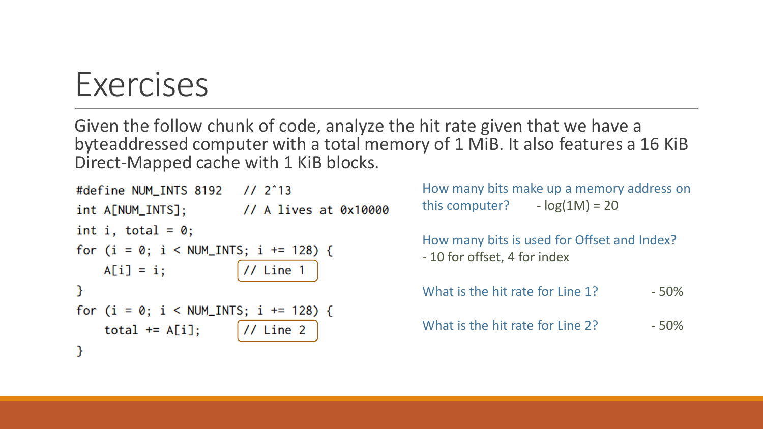# Exercises

Given the follow chunk of code, analyze the hit rate given that we have a byteaddressed computer with a total memory of 1 MiB. It also features a 16 KiB Direct-Mapped cache with 1 KiB blocks.

```
#define NUM_INTS 8192    // 2^13
int A[NUM_INTS];         // A lives at 0x10000
int i, total = 0;
for (i = 0; i < NUM_INTS; i += 128) {
    A[i] = i;            // Line 1
}
for (i = 0; i < NUM_INTS; i += 128) {
    total += A[i];       // Line 2
}
```

How many bits make up a memory address on this computer? - log(1M) = 20

How many bits is used for Offset and Index?
- 10 for offset, 4 for index

What is the hit rate for Line 1? - 50%

What is the hit rate for Line 2? - 50%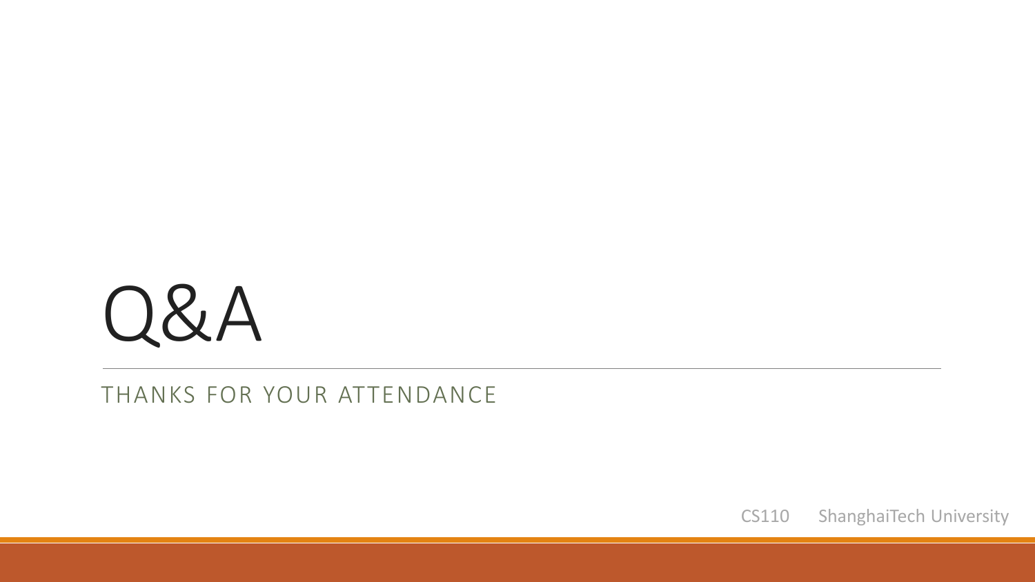# Q&A

THANKS FOR YOUR ATTENDANCE